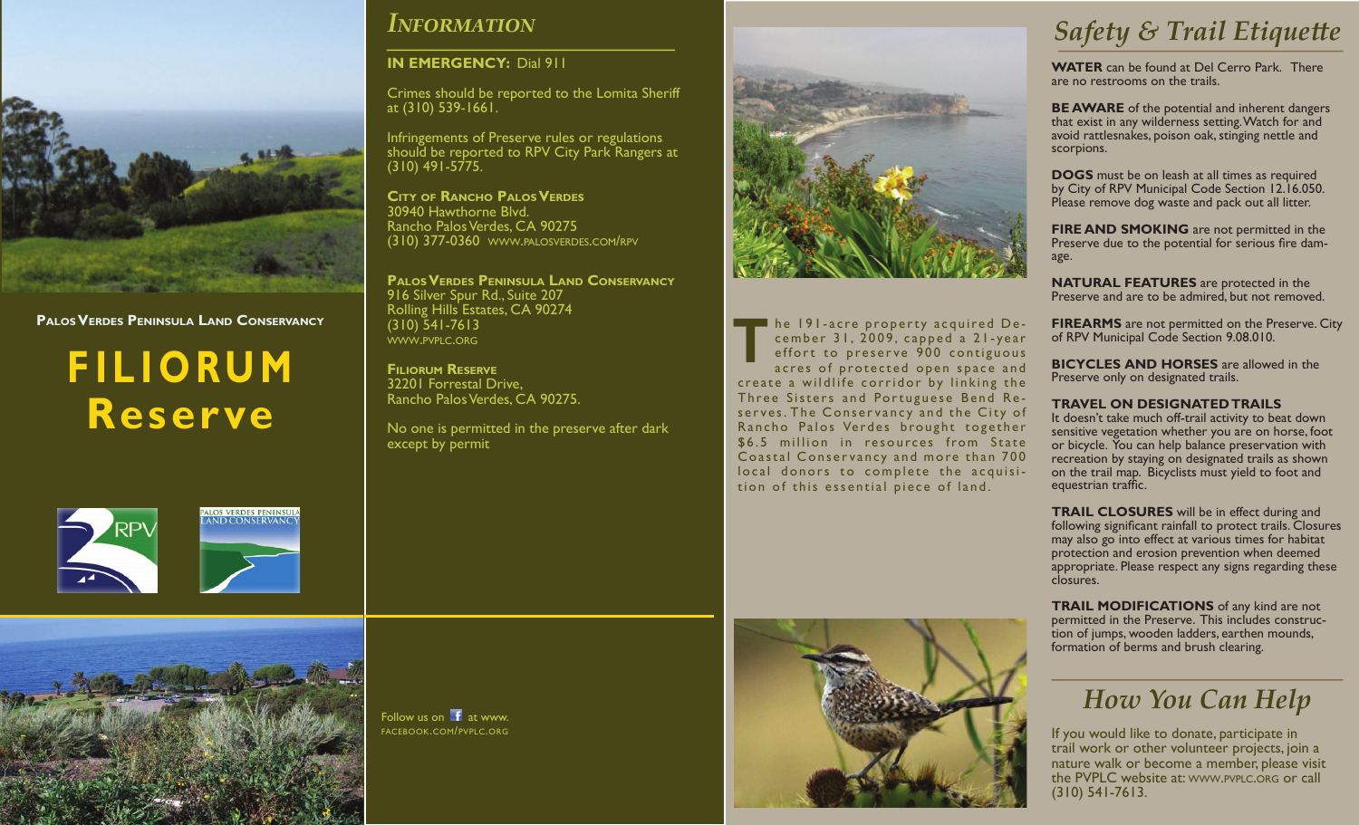**Palos Verdes Peninsula Land Conservancy**

# FILIORUM Reserve

## Information

**IN EMERGENCY:** Dial 911

Crimes should be reported to the Lomita Sheriff at (310) 539-1661.

Infringements of Preserve rules or regulations should be reported to RPV City Park Rangers at (310) 491-5775.

**City of Rancho Palos Verdes**
30940 Hawthorne Blvd.
Rancho Palos Verdes, CA 90275
(310) 377-0360 www.palosverdes.com/rpv

**Palos Verdes Peninsula Land Conservancy**
916 Silver Spur Rd., Suite 207
Rolling Hills Estates, CA 90274
(310) 541-7613
www.pvplc.org

**Filiorum Reserve**
32201 Forrestal Drive,
Rancho Palos Verdes, CA 90275.

No one is permitted in the preserve after dark except by permit

Follow us on Facebook at www.facebook.com/pvplc.org

The 191-acre property acquired December 31, 2009, capped a 21-year effort to preserve 900 contiguous acres of protected open space and create a wildlife corridor by linking the Three Sisters and Portuguese Bend Reserves. The Conservancy and the City of Rancho Palos Verdes brought together $6.5 million in resources from State Coastal Conservancy and more than 700 local donors to complete the acquisition of this essential piece of land.

## Safety & Trail Etiquette

**WATER** can be found at Del Cerro Park. There are no restrooms on the trails.

**BE AWARE** of the potential and inherent dangers that exist in any wilderness setting. Watch for and avoid rattlesnakes, poison oak, stinging nettle and scorpions.

**DOGS** must be on leash at all times as required by City of RPV Municipal Code Section 12.16.050. Please remove dog waste and pack out all litter.

**FIRE AND SMOKING** are not permitted in the Preserve due to the potential for serious fire damage.

**NATURAL FEATURES** are protected in the Preserve and are to be admired, but not removed.

**FIREARMS** are not permitted on the Preserve. City of RPV Municipal Code Section 9.08.010.

**BICYCLES AND HORSES** are allowed in the Preserve only on designated trails.

**TRAVEL ON DESIGNATED TRAILS**
It doesn't take much off-trail activity to beat down sensitive vegetation whether you are on horse, foot or bicycle. You can help balance preservation with recreation by staying on designated trails as shown on the trail map. Bicyclists must yield to foot and equestrian traffic.

**TRAIL CLOSURES** will be in effect during and following significant rainfall to protect trails. Closures may also go into effect at various times for habitat protection and erosion prevention when deemed appropriate. Please respect any signs regarding these closures.

**TRAIL MODIFICATIONS** of any kind are not permitted in the Preserve. This includes construction of jumps, wooden ladders, earthen mounds, formation of berms and brush clearing.

## How You Can Help

If you would like to donate, participate in trail work or other volunteer projects, join a nature walk or become a member, please visit the PVPLC website at: www.pvplc.org or call (310) 541-7613.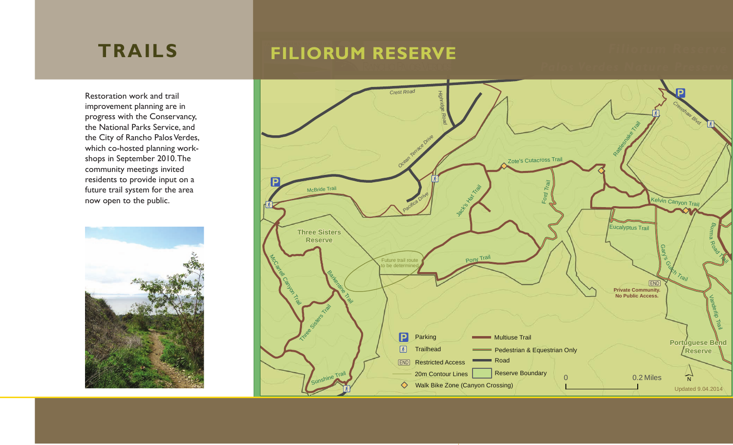# TRAILS

Restoration work and trail improvement planning are in progress with the Conservancy, the National Parks Service, and the City of Rancho Palos Verdes, which co-hosted planning workshops in September 2010. The community meetings invited residents to provide input on a future trail system for the area now open to the public.

## FILIORUM RESERVE

Crest Road
Highridge Road
Ocean Terrace Drive
Pacifica Drive
McBride Trail
Zote's Cutacross Trail
Ford Trail
Jack's Hat Trail
Rattlesnake Trail
Crenshaw Blvd.
Kelvin Canyon Trail
Eucalyptus Trail
Burma Road Trail
Gary's Gulch Trail
Vanderlip Trail
Pony Trail
Three Sisters Reserve
Future trail route to be determined
McCarrell Canyon Trail
Barkentine Trail
Three Sisters Trail
Sunshine Trail
Private Community. No Public Access.
Portuguese Bend Reserve

Parking
Trailhead
END Restricted Access
20m Contour Lines
Walk Bike Zone (Canyon Crossing)
Multiuse Trail
Pedestrian & Equestrian Only
Road
Reserve Boundary
0
0.2 Miles
N
Updated 9.04.2014